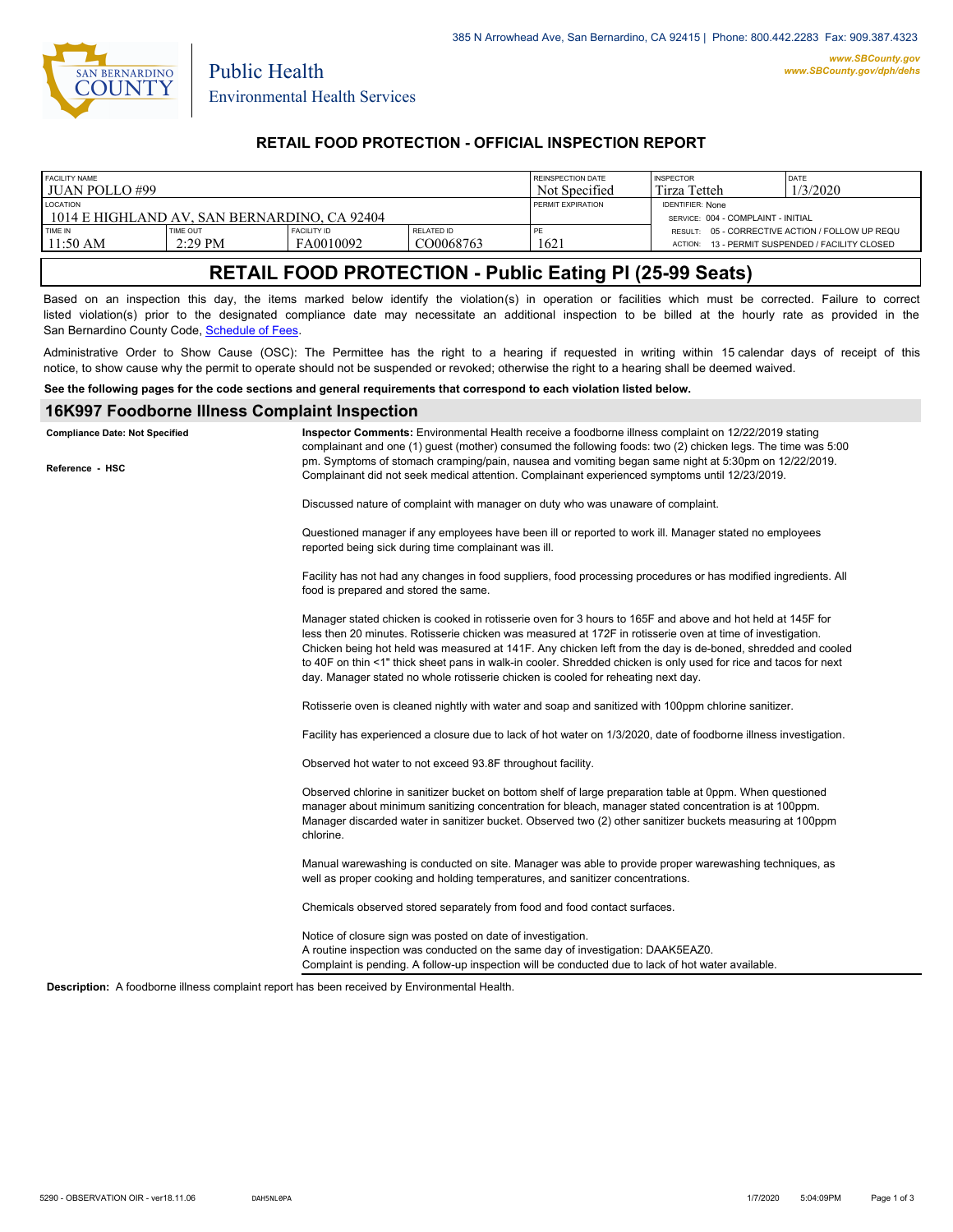385 N Arrowhead Ave, San Bernardino, CA 92415 | Phone: 800.442.2283 Fax: 909.387.4323

www.SBCounty.gov
www.SBCounty.gov/dph/dehs

Public Health
Environmental Health Services

## RETAIL FOOD PROTECTION - OFFICIAL INSPECTION REPORT

| FACILITY NAME | | | | REINSPECTION DATE | INSPECTOR | DATE |
|---|---|---|---|---|---|---|
| JUAN POLLO #99 | | | | Not Specified | Tirza Tetteh | 1/3/2020 |
| LOCATION | | | | PERMIT EXPIRATION | IDENTIFIER: None | |
| 1014 E HIGHLAND AV, SAN BERNARDINO, CA 92404 | | | | | SERVICE: 004 - COMPLAINT - INITIAL | |
| TIME IN | TIME OUT | FACILITY ID | RELATED ID | PE | RESULT: 05 - CORRECTIVE ACTION / FOLLOW UP REQU | |
| 11:50 AM | 2:29 PM | FA0010092 | CO0068763 | 1621 | ACTION: 13 - PERMIT SUSPENDED / FACILITY CLOSED | |

# RETAIL FOOD PROTECTION - Public Eating Pl (25-99 Seats)

Based on an inspection this day, the items marked below identify the violation(s) in operation or facilities which must be corrected. Failure to correct listed violation(s) prior to the designated compliance date may necessitate an additional inspection to be billed at the hourly rate as provided in the San Bernardino County Code, Schedule of Fees.

Administrative Order to Show Cause (OSC): The Permittee has the right to a hearing if requested in writing within 15 calendar days of receipt of this notice, to show cause why the permit to operate should not be suspended or revoked; otherwise the right to a hearing shall be deemed waived.

**See the following pages for the code sections and general requirements that correspond to each violation listed below.**

## 16K997 Foodborne Illness Complaint Inspection

**Compliance Date: Not Specified**

**Reference - HSC**

**Inspector Comments:** Environmental Health receive a foodborne illness complaint on 12/22/2019 stating complainant and one (1) guest (mother) consumed the following foods: two (2) chicken legs. The time was 5:00 pm. Symptoms of stomach cramping/pain, nausea and vomiting began same night at 5:30pm on 12/22/2019. Complainant did not seek medical attention. Complainant experienced symptoms until 12/23/2019.

Discussed nature of complaint with manager on duty who was unaware of complaint.

Questioned manager if any employees have been ill or reported to work ill. Manager stated no employees reported being sick during time complainant was ill.

Facility has not had any changes in food suppliers, food processing procedures or has modified ingredients. All food is prepared and stored the same.

Manager stated chicken is cooked in rotisserie oven for 3 hours to 165F and above and hot held at 145F for less then 20 minutes. Rotisserie chicken was measured at 172F in rotisserie oven at time of investigation. Chicken being hot held was measured at 141F. Any chicken left from the day is de-boned, shredded and cooled to 40F on thin <1" thick sheet pans in walk-in cooler. Shredded chicken is only used for rice and tacos for next day. Manager stated no whole rotisserie chicken is cooled for reheating next day.

Rotisserie oven is cleaned nightly with water and soap and sanitized with 100ppm chlorine sanitizer.

Facility has experienced a closure due to lack of hot water on 1/3/2020, date of foodborne illness investigation.

Observed hot water to not exceed 93.8F throughout facility.

Observed chlorine in sanitizer bucket on bottom shelf of large preparation table at 0ppm. When questioned manager about minimum sanitizing concentration for bleach, manager stated concentration is at 100ppm. Manager discarded water in sanitizer bucket. Observed two (2) other sanitizer buckets measuring at 100ppm chlorine.

Manual warewashing is conducted on site. Manager was able to provide proper warewashing techniques, as well as proper cooking and holding temperatures, and sanitizer concentrations.

Chemicals observed stored separately from food and food contact surfaces.

Notice of closure sign was posted on date of investigation.
A routine inspection was conducted on the same day of investigation: DAAK5EAZ0.
Complaint is pending. A follow-up inspection will be conducted due to lack of hot water available.

**Description:** A foodborne illness complaint report has been received by Environmental Health.

5290 - OBSERVATION OIR - ver18.11.06    DAH5NL0PA    1/7/2020    5:04:09PM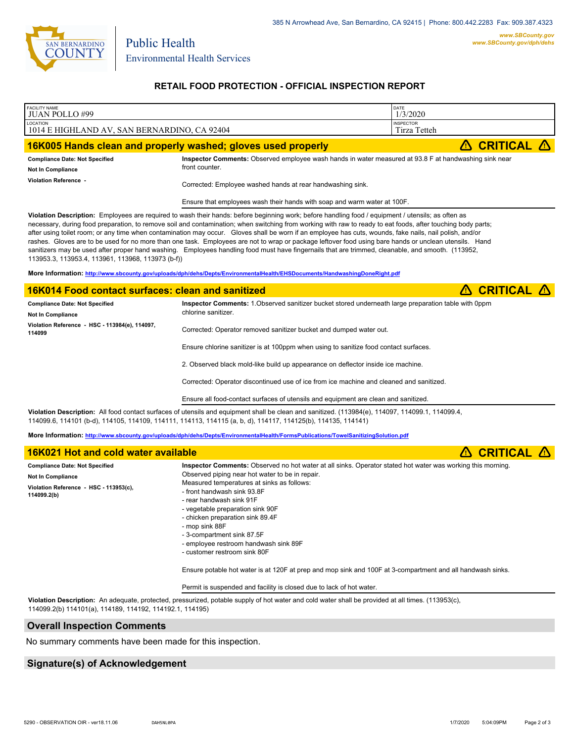385 N Arrowhead Ave, San Bernardino, CA 92415 | Phone: 800.442.2283 Fax: 909.387.4323

www.SBCounty.gov
www.SBCounty.gov/dph/dehs

Public Health
Environmental Health Services

## RETAIL FOOD PROTECTION - OFFICIAL INSPECTION REPORT

| FACILITY NAME | DATE |
|---|---|
| JUAN POLLO #99 | 1/3/2020 |
| **LOCATION** | **INSPECTOR** |
| 1014 E HIGHLAND AV, SAN BERNARDINO, CA 92404 | Tirza Tetteh |

## 16K005 Hands clean and properly washed; gloves used properly — ⚠ CRITICAL ⚠

**Compliance Date: Not Specified**
**Not In Compliance**
**Violation Reference -**

**Inspector Comments:** Observed employee wash hands in water measured at 93.8 F at handwashing sink near front counter.

Corrected: Employee washed hands at rear handwashing sink.

Ensure that employees wash their hands with soap and warm water at 100F.

**Violation Description:** Employees are required to wash their hands: before beginning work; before handling food / equipment / utensils; as often as necessary, during food preparation, to remove soil and contamination; when switching from working with raw to ready to eat foods, after touching body parts; after using toilet room; or any time when contamination may occur. Gloves shall be worn if an employee has cuts, wounds, fake nails, nail polish, and/or rashes. Gloves are to be used for no more than one task. Employees are not to wrap or package leftover food using bare hands or unclean utensils. Hand sanitizers may be used after proper hand washing. Employees handling food must have fingernails that are trimmed, cleanable, and smooth. (113952, 113953.3, 113953.4, 113961, 113968, 113973 (b-f))

**More Information:** http://www.sbcounty.gov/uploads/dph/dehs/Depts/EnvironmentalHealth/EHSDocuments/HandwashingDoneRight.pdf

## 16K014 Food contact surfaces: clean and sanitized — ⚠ CRITICAL ⚠

**Compliance Date: Not Specified**
**Not In Compliance**
**Violation Reference - HSC - 113984(e), 114097, 114099**

**Inspector Comments:** 1.Observed sanitizer bucket stored underneath large preparation table with 0ppm chlorine sanitizer.

Corrected: Operator removed sanitizer bucket and dumped water out.

Ensure chlorine sanitizer is at 100ppm when using to sanitize food contact surfaces.

2. Observed black mold-like build up appearance on deflector inside ice machine.

Corrected: Operator discontinued use of ice from ice machine and cleaned and sanitized.

Ensure all food-contact surfaces of utensils and equipment are clean and sanitized.

**Violation Description:** All food contact surfaces of utensils and equipment shall be clean and sanitized. (113984(e), 114097, 114099.1, 114099.4, 114099.6, 114101 (b-d), 114105, 114109, 114111, 114113, 114115 (a, b, d), 114117, 114125(b), 114135, 114141)

**More Information:** http://www.sbcounty.gov/uploads/dph/dehs/Depts/EnvironmentalHealth/FormsPublications/TowelSanitizingSolution.pdf

## 16K021 Hot and cold water available — ⚠ CRITICAL ⚠

**Compliance Date: Not Specified**
**Not In Compliance**
**Violation Reference - HSC - 113953(c), 114099.2(b)**

**Inspector Comments:** Observed no hot water at all sinks. Operator stated hot water was working this morning. Observed piping near hot water to be in repair.
Measured temperatures at sinks as follows:
- front handwash sink 93.8F
- rear handwash sink 91F
- vegetable preparation sink 90F
- chicken preparation sink 89.4F
- mop sink 88F
- 3-compartment sink 87.5F
- employee restroom handwash sink 89F
- customer restroom sink 80F

Ensure potable hot water is at 120F at prep and mop sink and 100F at 3-compartment and all handwash sinks.

Permit is suspended and facility is closed due to lack of hot water.

**Violation Description:** An adequate, protected, pressurized, potable supply of hot water and cold water shall be provided at all times. (113953(c), 114099.2(b) 114101(a), 114189, 114192, 114192.1, 114195)

## Overall Inspection Comments

No summary comments have been made for this inspection.

## Signature(s) of Acknowledgement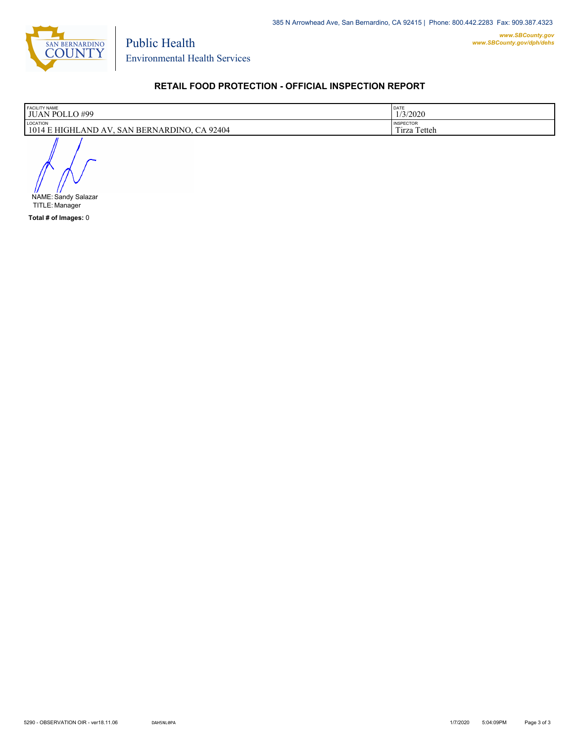385 N Arrowhead Ave, San Bernardino, CA 92415 | Phone: 800.442.2283 Fax: 909.387.4323

*www.SBCounty.gov*
*www.SBCounty.gov/dph/dehs*

SAN BERNARDINO COUNTY

Public Health
Environmental Health Services

## RETAIL FOOD PROTECTION - OFFICIAL INSPECTION REPORT

| FACILITY NAME | DATE |
|---|---|
| JUAN POLLO #99 | 1/3/2020 |
| **LOCATION** | **INSPECTOR** |
| 1014 E HIGHLAND AV, SAN BERNARDINO, CA 92404 | Tirza Tetteh |

NAME: Sandy Salazar
TITLE: Manager

**Total # of Images:** 0

5290 - OBSERVATION OIR - ver18.11.06    DAH5NL0PA    1/7/2020    5:04:09PM